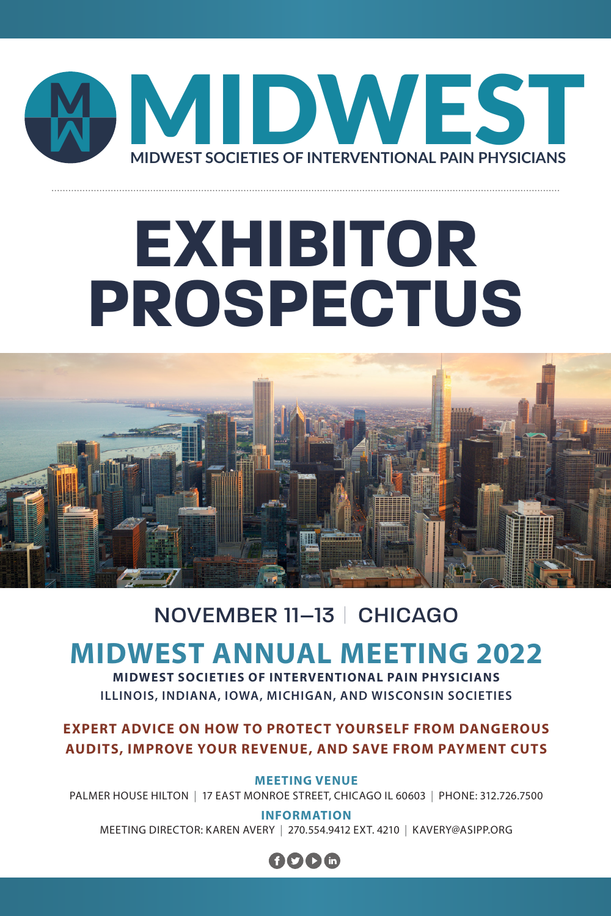# MIDWEST

MIDWEST SOCIETIES OF INTERVENTIONAL PAIN PHYSICIANS

# EXHIBITOR PROSPECTUS

NOVEMBER 11–13 | CHICAGO

## MIDWEST ANNUAL MEETING 2022

**MIDWEST SOCIETIES OF INTERVENTIONAL PAIN PHYSICIANS**

ILLINOIS, INDIANA, IOWA, MICHIGAN, AND WISCONSIN SOCIETIES

**EXPERT ADVICE ON HOW TO PROTECT YOURSELF FROM DANGEROUS AUDITS, IMPROVE YOUR REVENUE, AND SAVE FROM PAYMENT CUTS**

**MEETING VENUE**

PALMER HOUSE HILTON | 17 EAST MONROE STREET, CHICAGO IL 60603 | PHONE: 312.726.7500

**INFORMATION**

MEETING DIRECTOR: KAREN AVERY | 270.554.9412 EXT. 4210 | KAVERY@ASIPP.ORG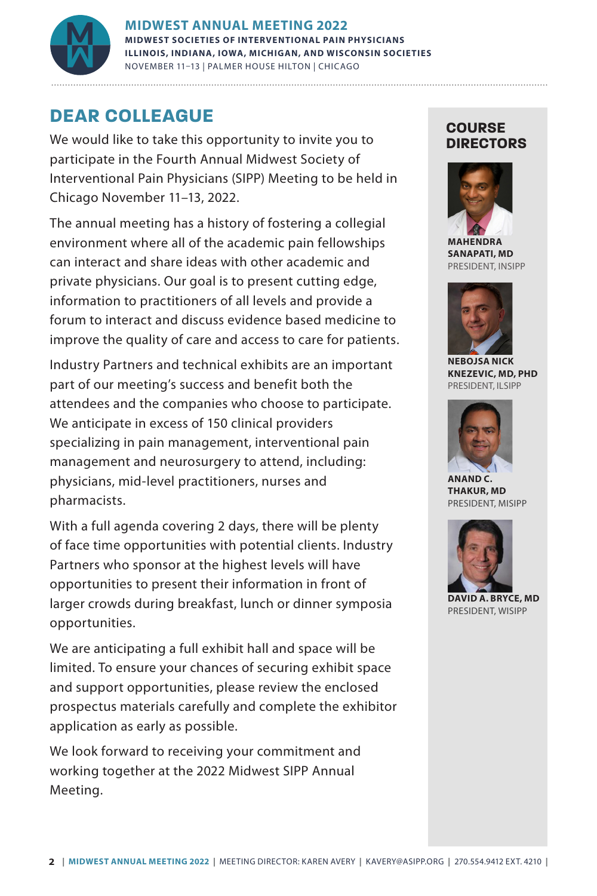# DEAR COLLEAGUE

We would like to take this opportunity to invite you to participate in the Fourth Annual Midwest Society of Interventional Pain Physicians (SIPP) Meeting to be held in Chicago November 11–13, 2022.

The annual meeting has a history of fostering a collegial environment where all of the academic pain fellowships can interact and share ideas with other academic and private physicians. Our goal is to present cutting edge, information to practitioners of all levels and provide a forum to interact and discuss evidence based medicine to improve the quality of care and access to care for patients.

Industry Partners and technical exhibits are an important part of our meeting's success and benefit both the attendees and the companies who choose to participate. We anticipate in excess of 150 clinical providers specializing in pain management, interventional pain management and neurosurgery to attend, including: physicians, mid-level practitioners, nurses and pharmacists.

With a full agenda covering 2 days, there will be plenty of face time opportunities with potential clients. Industry Partners who sponsor at the highest levels will have opportunities to present their information in front of larger crowds during breakfast, lunch or dinner symposia opportunities.

We are anticipating a full exhibit hall and space will be limited. To ensure your chances of securing exhibit space and support opportunities, please review the enclosed prospectus materials carefully and complete the exhibitor application as early as possible.

We look forward to receiving your commitment and working together at the 2022 Midwest SIPP Annual Meeting.

## COURSE DIRECTORS

**MAHENDRA SANAPATI, MD**
PRESIDENT, INSIPP

**NEBOJSA NICK KNEZEVIC, MD, PHD**
PRESIDENT, ILSIPP

**ANAND C. THAKUR, MD**
PRESIDENT, MISIPP

**DAVID A. BRYCE, MD**
PRESIDENT, WISIPP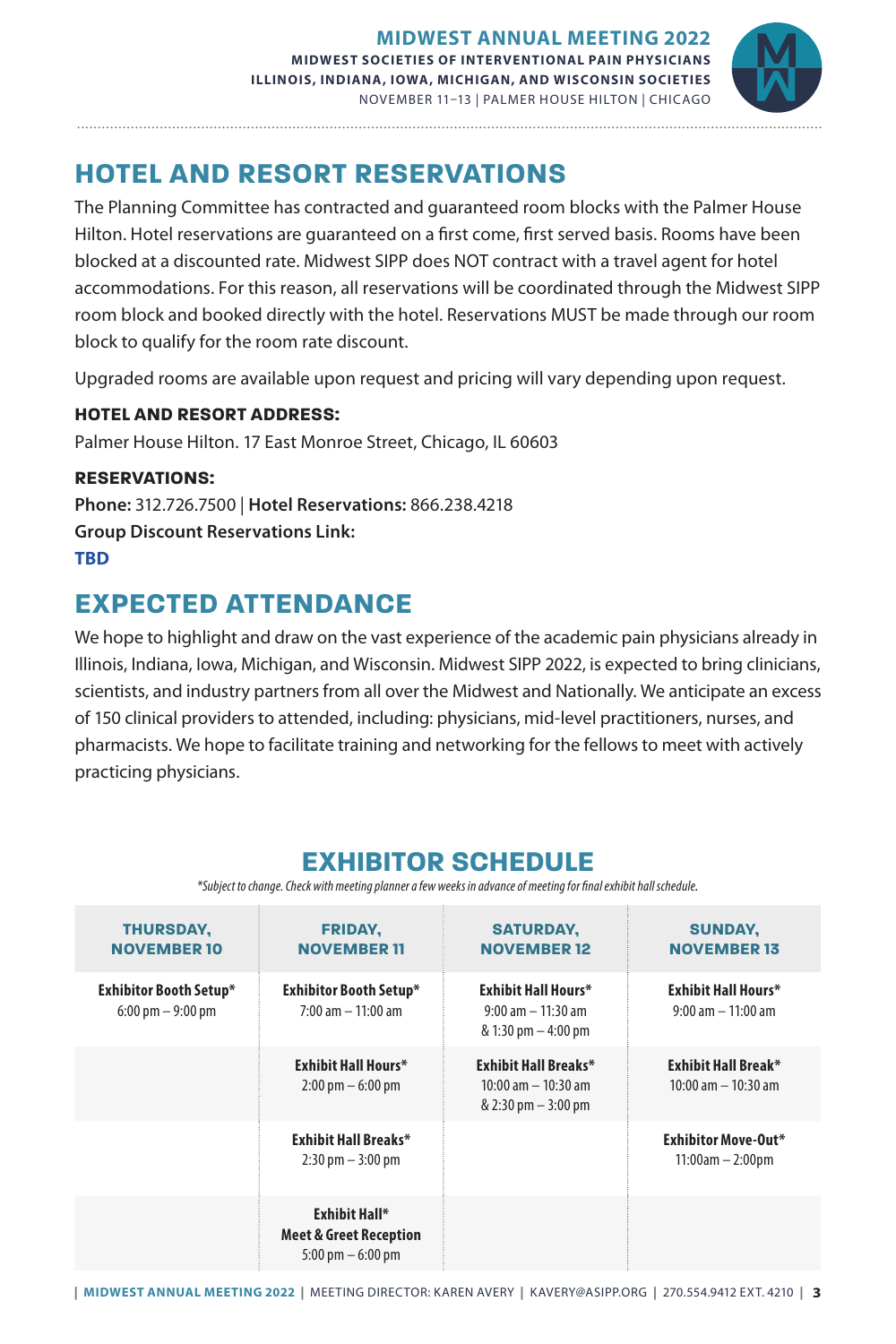## HOTEL AND RESORT RESERVATIONS

The Planning Committee has contracted and guaranteed room blocks with the Palmer House Hilton. Hotel reservations are guaranteed on a first come, first served basis. Rooms have been blocked at a discounted rate. Midwest SIPP does NOT contract with a travel agent for hotel accommodations. For this reason, all reservations will be coordinated through the Midwest SIPP room block and booked directly with the hotel. Reservations MUST be made through our room block to qualify for the room rate discount.

Upgraded rooms are available upon request and pricing will vary depending upon request.

**HOTEL AND RESORT ADDRESS:**

Palmer House Hilton. 17 East Monroe Street, Chicago, IL 60603

**RESERVATIONS:**

**Phone:** 312.726.7500 | **Hotel Reservations:** 866.238.4218

**Group Discount Reservations Link:**

**TBD**

## EXPECTED ATTENDANCE

We hope to highlight and draw on the vast experience of the academic pain physicians already in Illinois, Indiana, Iowa, Michigan, and Wisconsin. Midwest SIPP 2022, is expected to bring clinicians, scientists, and industry partners from all over the Midwest and Nationally. We anticipate an excess of 150 clinical providers to attended, including: physicians, mid-level practitioners, nurses, and pharmacists. We hope to facilitate training and networking for the fellows to meet with actively practicing physicians.

## EXHIBITOR SCHEDULE

*\*Subject to change. Check with meeting planner a few weeks in advance of meeting for final exhibit hall schedule.*

| THURSDAY, NOVEMBER 10 | FRIDAY, NOVEMBER 11 | SATURDAY, NOVEMBER 12 | SUNDAY, NOVEMBER 13 |
|---|---|---|---|
| **Exhibitor Booth Setup\***<br>6:00 pm – 9:00 pm | **Exhibitor Booth Setup\***<br>7:00 am – 11:00 am | **Exhibit Hall Hours\***<br>9:00 am – 11:30 am & 1:30 pm – 4:00 pm | **Exhibit Hall Hours\***<br>9:00 am – 11:00 am |
| | **Exhibit Hall Hours\***<br>2:00 pm – 6:00 pm | **Exhibit Hall Breaks\***<br>10:00 am – 10:30 am & 2:30 pm – 3:00 pm | **Exhibit Hall Break\***<br>10:00 am – 10:30 am |
| | **Exhibit Hall Breaks\***<br>2:30 pm – 3:00 pm | | **Exhibitor Move-Out\***<br>11:00am – 2:00pm |
| | **Exhibit Hall\* Meet & Greet Reception**<br>5:00 pm – 6:00 pm | | |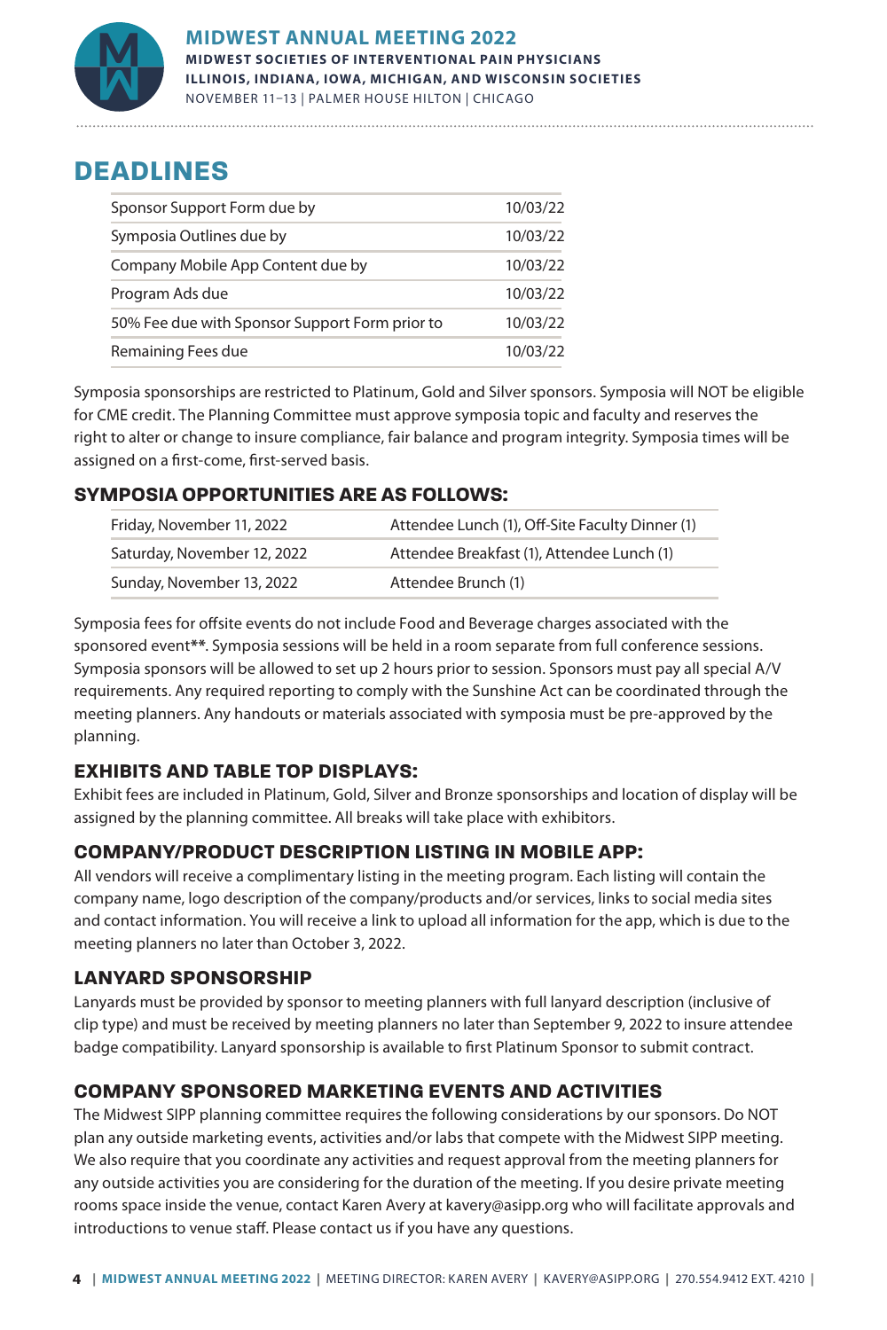## DEADLINES

| | |
|---|---|
| Sponsor Support Form due by | 10/03/22 |
| Symposia Outlines due by | 10/03/22 |
| Company Mobile App Content due by | 10/03/22 |
| Program Ads due | 10/03/22 |
| 50% Fee due with Sponsor Support Form prior to | 10/03/22 |
| Remaining Fees due | 10/03/22 |

Symposia sponsorships are restricted to Platinum, Gold and Silver sponsors. Symposia will NOT be eligible for CME credit. The Planning Committee must approve symposia topic and faculty and reserves the right to alter or change to insure compliance, fair balance and program integrity. Symposia times will be assigned on a first-come, first-served basis.

### SYMPOSIA OPPORTUNITIES ARE AS FOLLOWS:

| | |
|---|---|
| Friday, November 11, 2022 | Attendee Lunch (1), Off-Site Faculty Dinner (1) |
| Saturday, November 12, 2022 | Attendee Breakfast (1), Attendee Lunch (1) |
| Sunday, November 13, 2022 | Attendee Brunch (1) |

Symposia fees for offsite events do not include Food and Beverage charges associated with the sponsored event**. Symposia sessions will be held in a room separate from full conference sessions. Symposia sponsors will be allowed to set up 2 hours prior to session. Sponsors must pay all special A/V requirements. Any required reporting to comply with the Sunshine Act can be coordinated through the meeting planners. Any handouts or materials associated with symposia must be pre-approved by the planning.

### EXHIBITS AND TABLE TOP DISPLAYS:

Exhibit fees are included in Platinum, Gold, Silver and Bronze sponsorships and location of display will be assigned by the planning committee. All breaks will take place with exhibitors.

### COMPANY/PRODUCT DESCRIPTION LISTING IN MOBILE APP:

All vendors will receive a complimentary listing in the meeting program. Each listing will contain the company name, logo description of the company/products and/or services, links to social media sites and contact information. You will receive a link to upload all information for the app, which is due to the meeting planners no later than October 3, 2022.

### LANYARD SPONSORSHIP

Lanyards must be provided by sponsor to meeting planners with full lanyard description (inclusive of clip type) and must be received by meeting planners no later than September 9, 2022 to insure attendee badge compatibility. Lanyard sponsorship is available to first Platinum Sponsor to submit contract.

### COMPANY SPONSORED MARKETING EVENTS AND ACTIVITIES

The Midwest SIPP planning committee requires the following considerations by our sponsors. Do NOT plan any outside marketing events, activities and/or labs that compete with the Midwest SIPP meeting. We also require that you coordinate any activities and request approval from the meeting planners for any outside activities you are considering for the duration of the meeting. If you desire private meeting rooms space inside the venue, contact Karen Avery at kavery@asipp.org who will facilitate approvals and introductions to venue staff. Please contact us if you have any questions.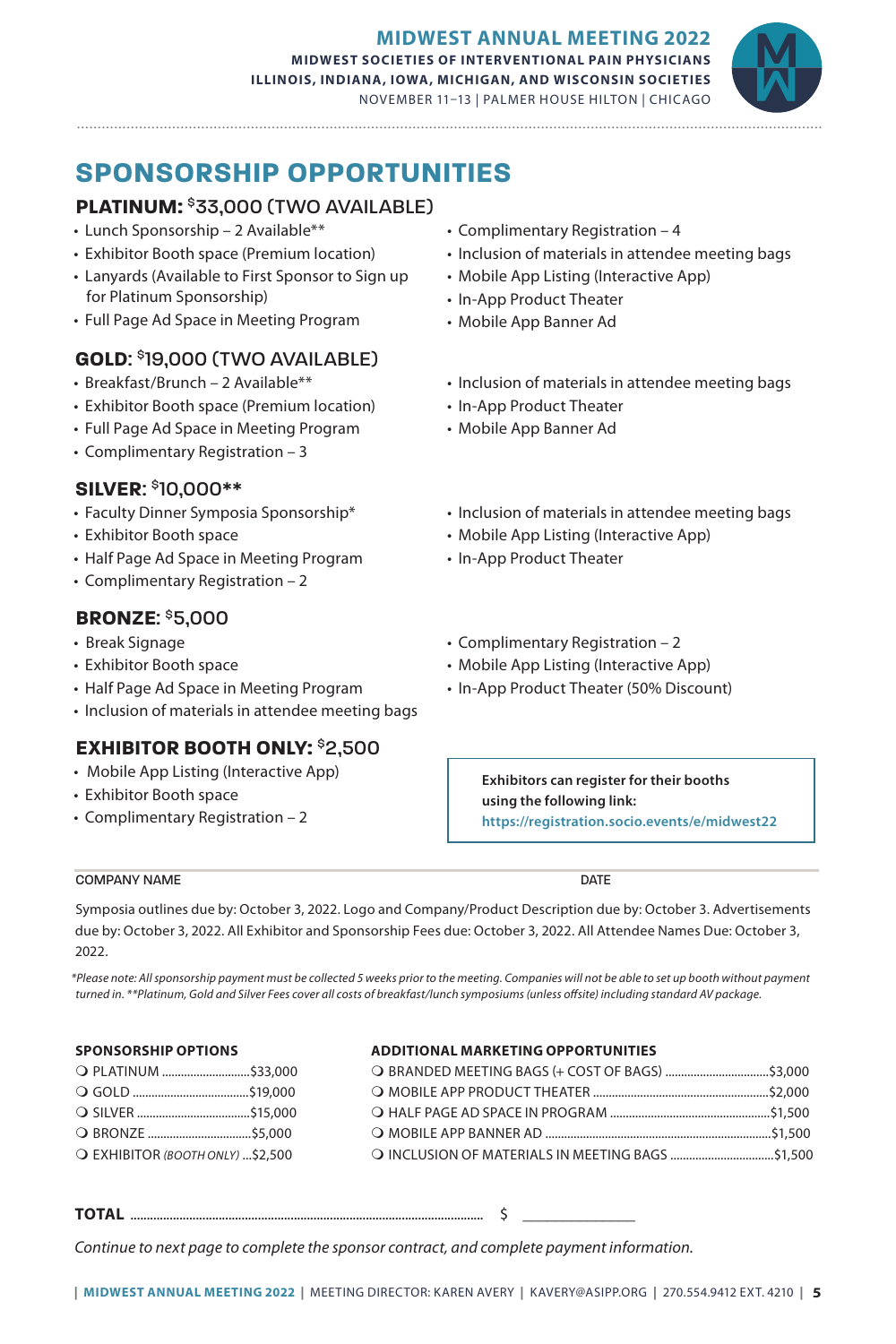**MIDWEST ANNUAL MEETING 2022**
**MIDWEST SOCIETIES OF INTERVENTIONAL PAIN PHYSICIANS**
**ILLINOIS, INDIANA, IOWA, MICHIGAN, AND WISCONSIN SOCIETIES**
NOVEMBER 11–13 | PALMER HOUSE HILTON | CHICAGO

# SPONSORSHIP OPPORTUNITIES

## PLATINUM: $33,000 (TWO AVAILABLE)

- Lunch Sponsorship – 2 Available**
- Exhibitor Booth space (Premium location)
- Lanyards (Available to First Sponsor to Sign up for Platinum Sponsorship)
- Full Page Ad Space in Meeting Program
- Complimentary Registration – 4
- Inclusion of materials in attendee meeting bags
- Mobile App Listing (Interactive App)
- In-App Product Theater
- Mobile App Banner Ad

## GOLD: $19,000 (TWO AVAILABLE)

- Breakfast/Brunch – 2 Available**
- Exhibitor Booth space (Premium location)
- Full Page Ad Space in Meeting Program
- Complimentary Registration – 3
- Inclusion of materials in attendee meeting bags
- In-App Product Theater
- Mobile App Banner Ad

## SILVER: $10,000**

- Faculty Dinner Symposia Sponsorship*
- Exhibitor Booth space
- Half Page Ad Space in Meeting Program
- Complimentary Registration – 2
- Inclusion of materials in attendee meeting bags
- Mobile App Listing (Interactive App)
- In-App Product Theater

## BRONZE: $5,000

- Break Signage
- Exhibitor Booth space
- Half Page Ad Space in Meeting Program
- Inclusion of materials in attendee meeting bags
- Complimentary Registration – 2
- Mobile App Listing (Interactive App)
- In-App Product Theater (50% Discount)

## EXHIBITOR BOOTH ONLY: $2,500

- Mobile App Listing (Interactive App)
- Exhibitor Booth space
- Complimentary Registration – 2

**Exhibitors can register for their booths using the following link:**
**https://registration.socio.events/e/midwest22**

COMPANY NAME ______________________ DATE ______________

Symposia outlines due by: October 3, 2022. Logo and Company/Product Description due by: October 3. Advertisements due by: October 3, 2022. All Exhibitor and Sponsorship Fees due: October 3, 2022. All Attendee Names Due: October 3, 2022.

*\*Please note: All sponsorship payment must be collected 5 weeks prior to the meeting. Companies will not be able to set up booth without payment turned in. \*\*Platinum, Gold and Silver Fees cover all costs of breakfast/lunch symposiums (unless offsite) including standard AV package.*

**SPONSORSHIP OPTIONS**

- ❍ PLATINUM .................... $33,000
- ❍ GOLD .................... $19,000
- ❍ SILVER .................... $15,000
- ❍ BRONZE .................... $5,000
- ❍ EXHIBITOR *(BOOTH ONLY)* .... $2,500

**ADDITIONAL MARKETING OPPORTUNITIES**

- ❍ BRANDED MEETING BAGS (+ COST OF BAGS) .................... $3,000
- ❍ MOBILE APP PRODUCT THEATER .................... $2,000
- ❍ HALF PAGE AD SPACE IN PROGRAM .................... $1,500
- ❍ MOBILE APP BANNER AD .................... $1,500
- ❍ INCLUSION OF MATERIALS IN MEETING BAGS .................... $1,500

**TOTAL** .................................................... $ ______________

*Continue to next page to complete the sponsor contract, and complete payment information.*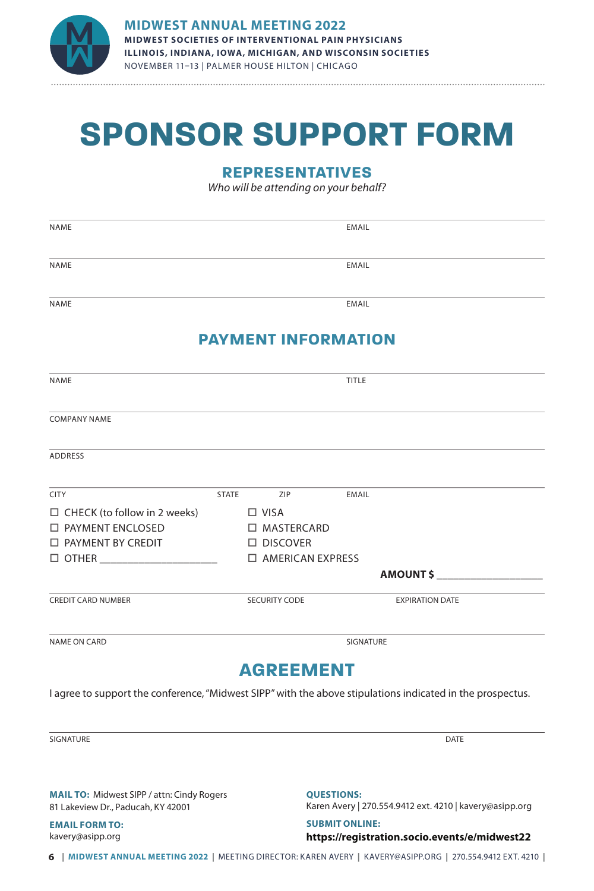MIDWEST ANNUAL MEETING 2022
MIDWEST SOCIETIES OF INTERVENTIONAL PAIN PHYSICIANS
ILLINOIS, INDIANA, IOWA, MICHIGAN, AND WISCONSIN SOCIETIES
NOVEMBER 11–13 | PALMER HOUSE HILTON | CHICAGO

# SPONSOR SUPPORT FORM

## REPRESENTATIVES

*Who will be attending on your behalf?*

NAME ______________________ EMAIL ______________________

NAME ______________________ EMAIL ______________________

NAME ______________________ EMAIL ______________________

## PAYMENT INFORMATION

NAME ______________________ TITLE ______________________

COMPANY NAME ______________________

ADDRESS ______________________

CITY ____________ STATE ______ ZIP ______ EMAIL ______________________

- ☐ CHECK (to follow in 2 weeks)
- ☐ PAYMENT ENCLOSED
- ☐ PAYMENT BY CREDIT
- ☐ OTHER ____________________

- ☐ VISA
- ☐ MASTERCARD
- ☐ DISCOVER
- ☐ AMERICAN EXPRESS

**AMOUNT $** __________________

CREDIT CARD NUMBER ______________ SECURITY CODE ______________ EXPIRATION DATE ______________

NAME ON CARD ______________________ SIGNATURE ______________________

## AGREEMENT

I agree to support the conference, "Midwest SIPP" with the above stipulations indicated in the prospectus.

SIGNATURE ______________________ DATE ______________

**MAIL TO:** Midwest SIPP / attn: Cindy Rogers
81 Lakeview Dr., Paducah, KY 42001

**EMAIL FORM TO:**
kavery@asipp.org

**QUESTIONS:**
Karen Avery | 270.554.9412 ext. 4210 | kavery@asipp.org

**SUBMIT ONLINE:**
**https://registration.socio.events/e/midwest22**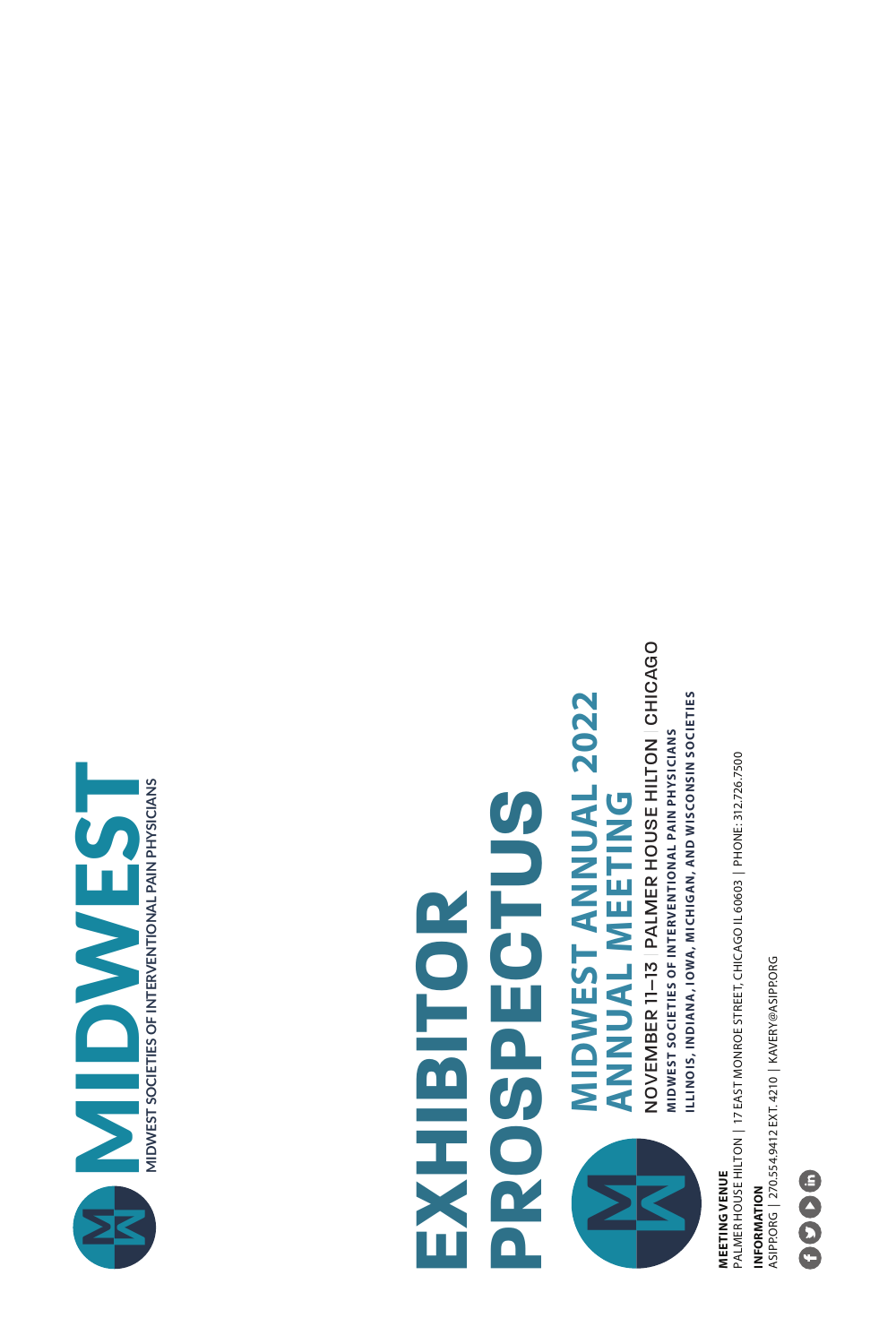# MIDWEST

MIDWEST SOCIETIES OF INTERVENTIONAL PAIN PHYSICIANS

# EXHIBITOR PROSPECTUS

## MIDWEST ANNUAL 2022 ANNUAL MEETING

NOVEMBER 11–13 | PALMER HOUSE HILTON | CHICAGO

**MIDWEST SOCIETIES OF INTERVENTIONAL PAIN PHYSICIANS**

**ILLINOIS, INDIANA, IOWA, MICHIGAN, AND WISCONSIN SOCIETIES**

**MEETING VENUE**
PALMER HOUSE HILTON | 17 EAST MONROE STREET, CHICAGO IL 60603 | PHONE: 312.726.7500

**INFORMATION**
ASIPPORG | 270.554.9412 EXT. 4210 | KAVERY@ASIPPORG